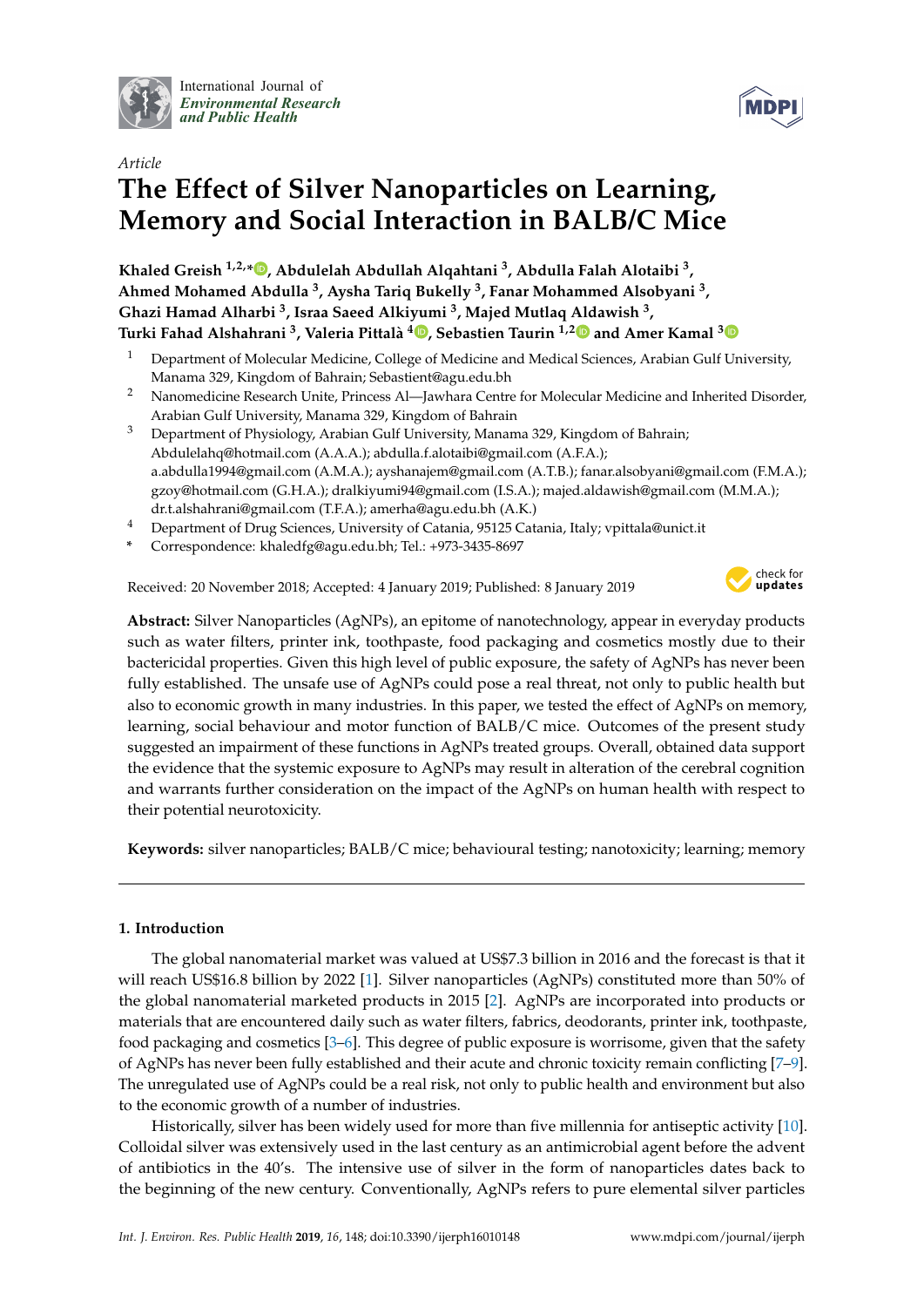International Journal of *Environmental Research and Public Health*

*Article*

# The Effect of Silver Nanoparticles on Learning, Memory and Social Interaction in BALB/C Mice

**Khaled Greish [1,2,*], Abdulelah Abdullah Alqahtani [3], Abdulla Falah Alotaibi [3], Ahmed Mohamed Abdulla [3], Aysha Tariq Bukelly [3], Fanar Mohammed Alsobyani [3], Ghazi Hamad Alharbi [3], Israa Saeed Alkiyumi [3], Majed Mutlaq Aldawish [3], Turki Fahad Alshahrani [3], Valeria Pittalà [4], Sebastien Taurin [1,2] and Amer Kamal [3]**

[1] Department of Molecular Medicine, College of Medicine and Medical Sciences, Arabian Gulf University, Manama 329, Kingdom of Bahrain; Sebastient@agu.edu.bh

[2] Nanomedicine Research Unite, Princess Al—Jawhara Centre for Molecular Medicine and Inherited Disorder, Arabian Gulf University, Manama 329, Kingdom of Bahrain

[3] Department of Physiology, Arabian Gulf University, Manama 329, Kingdom of Bahrain; Abdulelahq@hotmail.com (A.A.A.); abdulla.f.alotaibi@gmail.com (A.F.A.); a.abdulla1994@gmail.com (A.M.A.); ayshanajem@gmail.com (A.T.B.); fanar.alsobyani@gmail.com (F.M.A.); gzoy@hotmail.com (G.H.A.); dralkiyumi94@gmail.com (I.S.A.); majed.aldawish@gmail.com (M.M.A.); dr.t.alshahrani@gmail.com (T.F.A.); amerha@agu.edu.bh (A.K.)

[4] Department of Drug Sciences, University of Catania, 95125 Catania, Italy; vpittala@unict.it

[*] Correspondence: khaledfg@agu.edu.bh; Tel.: +973-3435-8697

Received: 20 November 2018; Accepted: 4 January 2019; Published: 8 January 2019

**Abstract:** Silver Nanoparticles (AgNPs), an epitome of nanotechnology, appear in everyday products such as water filters, printer ink, toothpaste, food packaging and cosmetics mostly due to their bactericidal properties. Given this high level of public exposure, the safety of AgNPs has never been fully established. The unsafe use of AgNPs could pose a real threat, not only to public health but also to economic growth in many industries. In this paper, we tested the effect of AgNPs on memory, learning, social behaviour and motor function of BALB/C mice. Outcomes of the present study suggested an impairment of these functions in AgNPs treated groups. Overall, obtained data support the evidence that the systemic exposure to AgNPs may result in alteration of the cerebral cognition and warrants further consideration on the impact of the AgNPs on human health with respect to their potential neurotoxicity.

**Keywords:** silver nanoparticles; BALB/C mice; behavioural testing; nanotoxicity; learning; memory

## 1. Introduction

The global nanomaterial market was valued at US$7.3 billion in 2016 and the forecast is that it will reach US$16.8 billion by 2022 [1]. Silver nanoparticles (AgNPs) constituted more than 50% of the global nanomaterial marketed products in 2015 [2]. AgNPs are incorporated into products or materials that are encountered daily such as water filters, fabrics, deodorants, printer ink, toothpaste, food packaging and cosmetics [3–6]. This degree of public exposure is worrisome, given that the safety of AgNPs has never been fully established and their acute and chronic toxicity remain conflicting [7–9]. The unregulated use of AgNPs could be a real risk, not only to public health and environment but also to the economic growth of a number of industries.

Historically, silver has been widely used for more than five millennia for antiseptic activity [10]. Colloidal silver was extensively used in the last century as an antimicrobial agent before the advent of antibiotics in the 40's. The intensive use of silver in the form of nanoparticles dates back to the beginning of the new century. Conventionally, AgNPs refers to pure elemental silver particles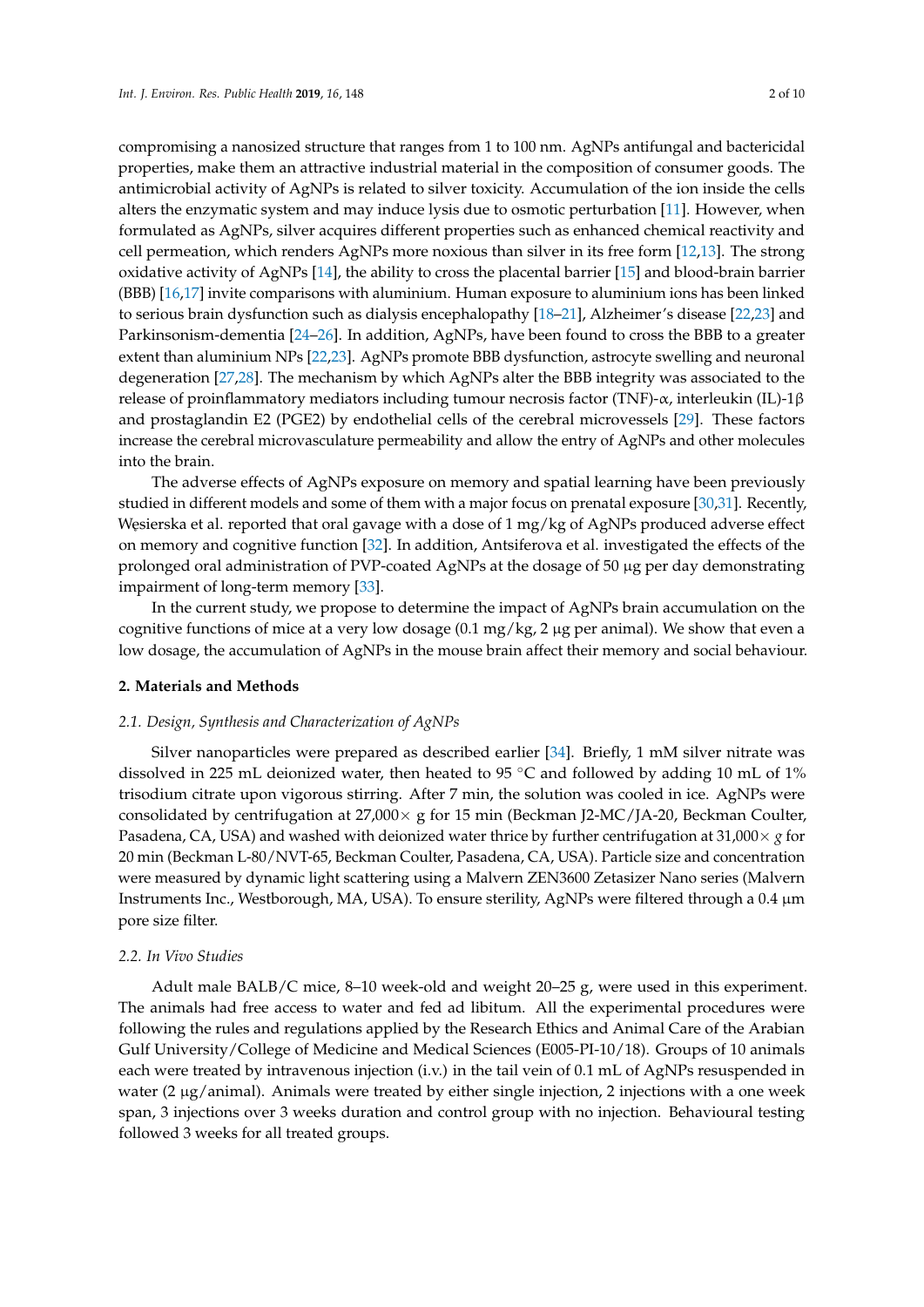compromising a nanosized structure that ranges from 1 to 100 nm. AgNPs antifungal and bactericidal properties, make them an attractive industrial material in the composition of consumer goods. The antimicrobial activity of AgNPs is related to silver toxicity. Accumulation of the ion inside the cells alters the enzymatic system and may induce lysis due to osmotic perturbation [11]. However, when formulated as AgNPs, silver acquires different properties such as enhanced chemical reactivity and cell permeation, which renders AgNPs more noxious than silver in its free form [12,13]. The strong oxidative activity of AgNPs [14], the ability to cross the placental barrier [15] and blood-brain barrier (BBB) [16,17] invite comparisons with aluminium. Human exposure to aluminium ions has been linked to serious brain dysfunction such as dialysis encephalopathy [18–21], Alzheimer's disease [22,23] and Parkinsonism-dementia [24–26]. In addition, AgNPs, have been found to cross the BBB to a greater extent than aluminium NPs [22,23]. AgNPs promote BBB dysfunction, astrocyte swelling and neuronal degeneration [27,28]. The mechanism by which AgNPs alter the BBB integrity was associated to the release of proinflammatory mediators including tumour necrosis factor (TNF)-α, interleukin (IL)-1β and prostaglandin E2 (PGE2) by endothelial cells of the cerebral microvessels [29]. These factors increase the cerebral microvasculature permeability and allow the entry of AgNPs and other molecules into the brain.

The adverse effects of AgNPs exposure on memory and spatial learning have been previously studied in different models and some of them with a major focus on prenatal exposure [30,31]. Recently, Węsierska et al. reported that oral gavage with a dose of 1 mg/kg of AgNPs produced adverse effect on memory and cognitive function [32]. In addition, Antsiferova et al. investigated the effects of the prolonged oral administration of PVP-coated AgNPs at the dosage of 50 μg per day demonstrating impairment of long-term memory [33].

In the current study, we propose to determine the impact of AgNPs brain accumulation on the cognitive functions of mice at a very low dosage (0.1 mg/kg, 2 μg per animal). We show that even a low dosage, the accumulation of AgNPs in the mouse brain affect their memory and social behaviour.

## 2. Materials and Methods

### *2.1. Design, Synthesis and Characterization of AgNPs*

Silver nanoparticles were prepared as described earlier [34]. Briefly, 1 mM silver nitrate was dissolved in 225 mL deionized water, then heated to 95 °C and followed by adding 10 mL of 1% trisodium citrate upon vigorous stirring. After 7 min, the solution was cooled in ice. AgNPs were consolidated by centrifugation at 27,000× g for 15 min (Beckman J2-MC/JA-20, Beckman Coulter, Pasadena, CA, USA) and washed with deionized water thrice by further centrifugation at 31,000× *g* for 20 min (Beckman L-80/NVT-65, Beckman Coulter, Pasadena, CA, USA). Particle size and concentration were measured by dynamic light scattering using a Malvern ZEN3600 Zetasizer Nano series (Malvern Instruments Inc., Westborough, MA, USA). To ensure sterility, AgNPs were filtered through a 0.4 μm pore size filter.

### *2.2. In Vivo Studies*

Adult male BALB/C mice, 8–10 week-old and weight 20–25 g, were used in this experiment. The animals had free access to water and fed ad libitum. All the experimental procedures were following the rules and regulations applied by the Research Ethics and Animal Care of the Arabian Gulf University/College of Medicine and Medical Sciences (E005-PI-10/18). Groups of 10 animals each were treated by intravenous injection (i.v.) in the tail vein of 0.1 mL of AgNPs resuspended in water (2 μg/animal). Animals were treated by either single injection, 2 injections with a one week span, 3 injections over 3 weeks duration and control group with no injection. Behavioural testing followed 3 weeks for all treated groups.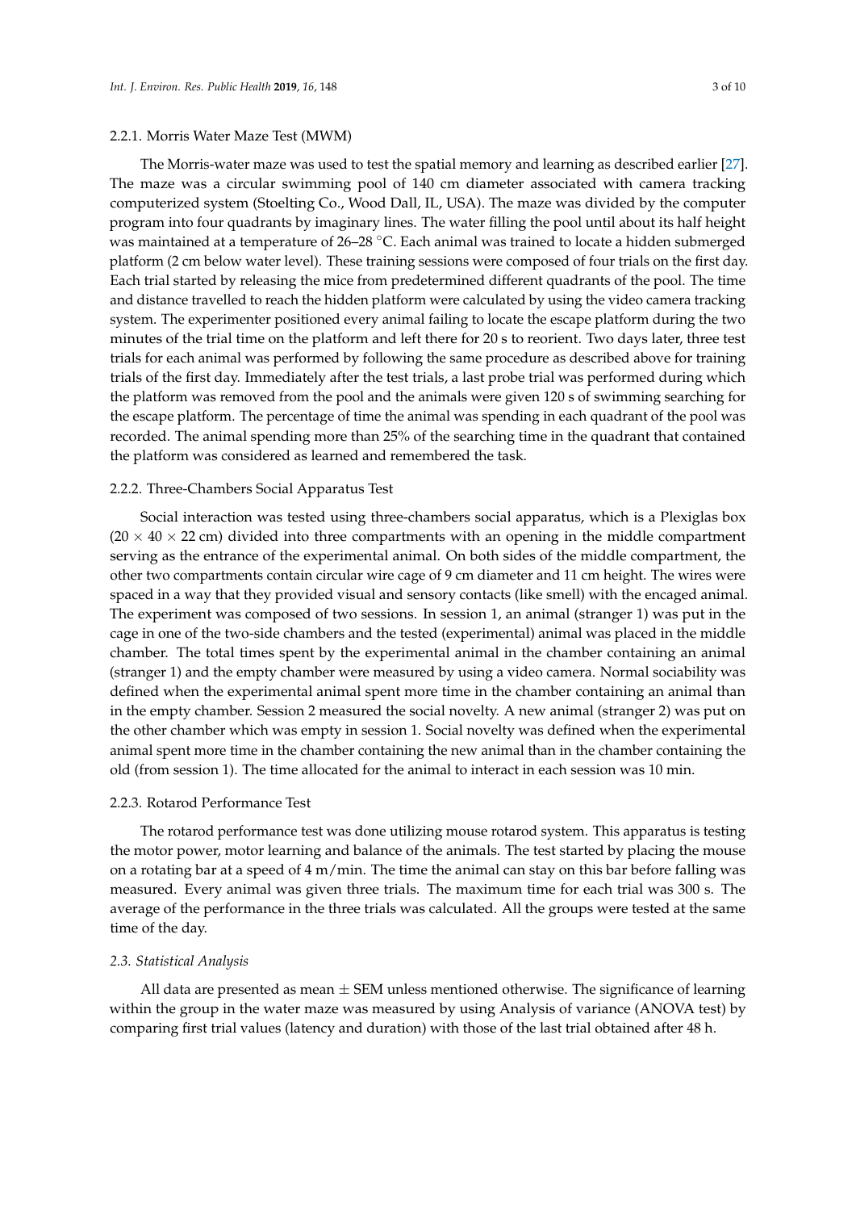#### 2.2.1. Morris Water Maze Test (MWM)

The Morris-water maze was used to test the spatial memory and learning as described earlier [27]. The maze was a circular swimming pool of 140 cm diameter associated with camera tracking computerized system (Stoelting Co., Wood Dall, IL, USA). The maze was divided by the computer program into four quadrants by imaginary lines. The water filling the pool until about its half height was maintained at a temperature of 26–28 °C. Each animal was trained to locate a hidden submerged platform (2 cm below water level). These training sessions were composed of four trials on the first day. Each trial started by releasing the mice from predetermined different quadrants of the pool. The time and distance travelled to reach the hidden platform were calculated by using the video camera tracking system. The experimenter positioned every animal failing to locate the escape platform during the two minutes of the trial time on the platform and left there for 20 s to reorient. Two days later, three test trials for each animal was performed by following the same procedure as described above for training trials of the first day. Immediately after the test trials, a last probe trial was performed during which the platform was removed from the pool and the animals were given 120 s of swimming searching for the escape platform. The percentage of time the animal was spending in each quadrant of the pool was recorded. The animal spending more than 25% of the searching time in the quadrant that contained the platform was considered as learned and remembered the task.

#### 2.2.2. Three-Chambers Social Apparatus Test

Social interaction was tested using three-chambers social apparatus, which is a Plexiglas box ($20 \times 40 \times 22$ cm) divided into three compartments with an opening in the middle compartment serving as the entrance of the experimental animal. On both sides of the middle compartment, the other two compartments contain circular wire cage of 9 cm diameter and 11 cm height. The wires were spaced in a way that they provided visual and sensory contacts (like smell) with the encaged animal. The experiment was composed of two sessions. In session 1, an animal (stranger 1) was put in the cage in one of the two-side chambers and the tested (experimental) animal was placed in the middle chamber. The total times spent by the experimental animal in the chamber containing an animal (stranger 1) and the empty chamber were measured by using a video camera. Normal sociability was defined when the experimental animal spent more time in the chamber containing an animal than in the empty chamber. Session 2 measured the social novelty. A new animal (stranger 2) was put on the other chamber which was empty in session 1. Social novelty was defined when the experimental animal spent more time in the chamber containing the new animal than in the chamber containing the old (from session 1). The time allocated for the animal to interact in each session was 10 min.

#### 2.2.3. Rotarod Performance Test

The rotarod performance test was done utilizing mouse rotarod system. This apparatus is testing the motor power, motor learning and balance of the animals. The test started by placing the mouse on a rotating bar at a speed of 4 m/min. The time the animal can stay on this bar before falling was measured. Every animal was given three trials. The maximum time for each trial was 300 s. The average of the performance in the three trials was calculated. All the groups were tested at the same time of the day.

### *2.3. Statistical Analysis*

All data are presented as mean ± SEM unless mentioned otherwise. The significance of learning within the group in the water maze was measured by using Analysis of variance (ANOVA test) by comparing first trial values (latency and duration) with those of the last trial obtained after 48 h.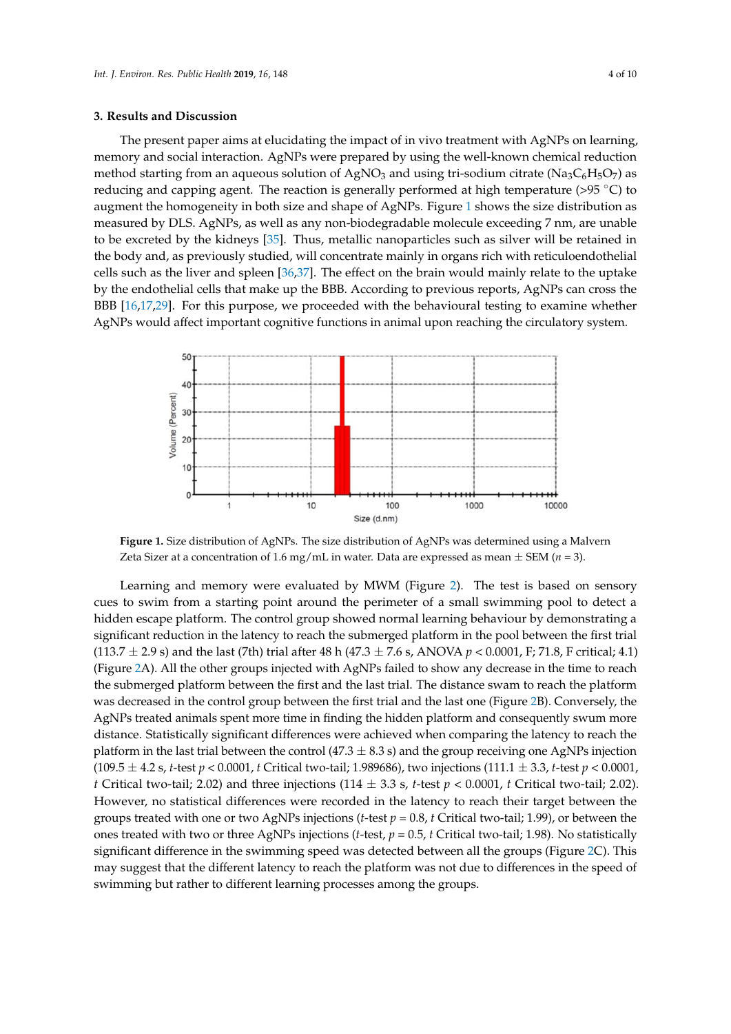## 3. Results and Discussion

The present paper aims at elucidating the impact of in vivo treatment with AgNPs on learning, memory and social interaction. AgNPs were prepared by using the well-known chemical reduction method starting from an aqueous solution of $AgNO_3$ and using tri-sodium citrate ($Na_3C_6H_5O_7$) as reducing and capping agent. The reaction is generally performed at high temperature (>95 °C) to augment the homogeneity in both size and shape of AgNPs. Figure 1 shows the size distribution as measured by DLS. AgNPs, as well as any non-biodegradable molecule exceeding 7 nm, are unable to be excreted by the kidneys [35]. Thus, metallic nanoparticles such as silver will be retained in the body and, as previously studied, will concentrate mainly in organs rich with reticuloendothelial cells such as the liver and spleen [36,37]. The effect on the brain would mainly relate to the uptake by the endothelial cells that make up the BBB. According to previous reports, AgNPs can cross the BBB [16,17,29]. For this purpose, we proceeded with the behavioural testing to examine whether AgNPs would affect important cognitive functions in animal upon reaching the circulatory system.

**Figure 1.** Size distribution of AgNPs. The size distribution of AgNPs was determined using a Malvern Zeta Sizer at a concentration of 1.6 mg/mL in water. Data are expressed as mean ± SEM ($n$ = 3).

Learning and memory were evaluated by MWM (Figure 2). The test is based on sensory cues to swim from a starting point around the perimeter of a small swimming pool to detect a hidden escape platform. The control group showed normal learning behaviour by demonstrating a significant reduction in the latency to reach the submerged platform in the pool between the first trial (113.7 ± 2.9 s) and the last (7th) trial after 48 h (47.3 ± 7.6 s, ANOVA $p < 0.0001$, F; 71.8, F critical; 4.1) (Figure 2A). All the other groups injected with AgNPs failed to show any decrease in the time to reach the submerged platform between the first and the last trial. The distance swam to reach the platform was decreased in the control group between the first trial and the last one (Figure 2B). Conversely, the AgNPs treated animals spent more time in finding the hidden platform and consequently swum more distance. Statistically significant differences were achieved when comparing the latency to reach the platform in the last trial between the control (47.3 ± 8.3 s) and the group receiving one AgNPs injection (109.5 ± 4.2 s, *t*-test $p < 0.0001$, *t* Critical two-tail; 1.989686), two injections (111.1 ± 3.3, *t*-test $p < 0.0001$, *t* Critical two-tail; 2.02) and three injections (114 ± 3.3 s, *t*-test $p < 0.0001$, *t* Critical two-tail; 2.02). However, no statistical differences were recorded in the latency to reach their target between the groups treated with one or two AgNPs injections (*t*-test $p = 0.8$, *t* Critical two-tail; 1.99), or between the ones treated with two or three AgNPs injections (*t*-test, $p = 0.5$, *t* Critical two-tail; 1.98). No statistically significant difference in the swimming speed was detected between all the groups (Figure 2C). This may suggest that the different latency to reach the platform was not due to differences in the speed of swimming but rather to different learning processes among the groups.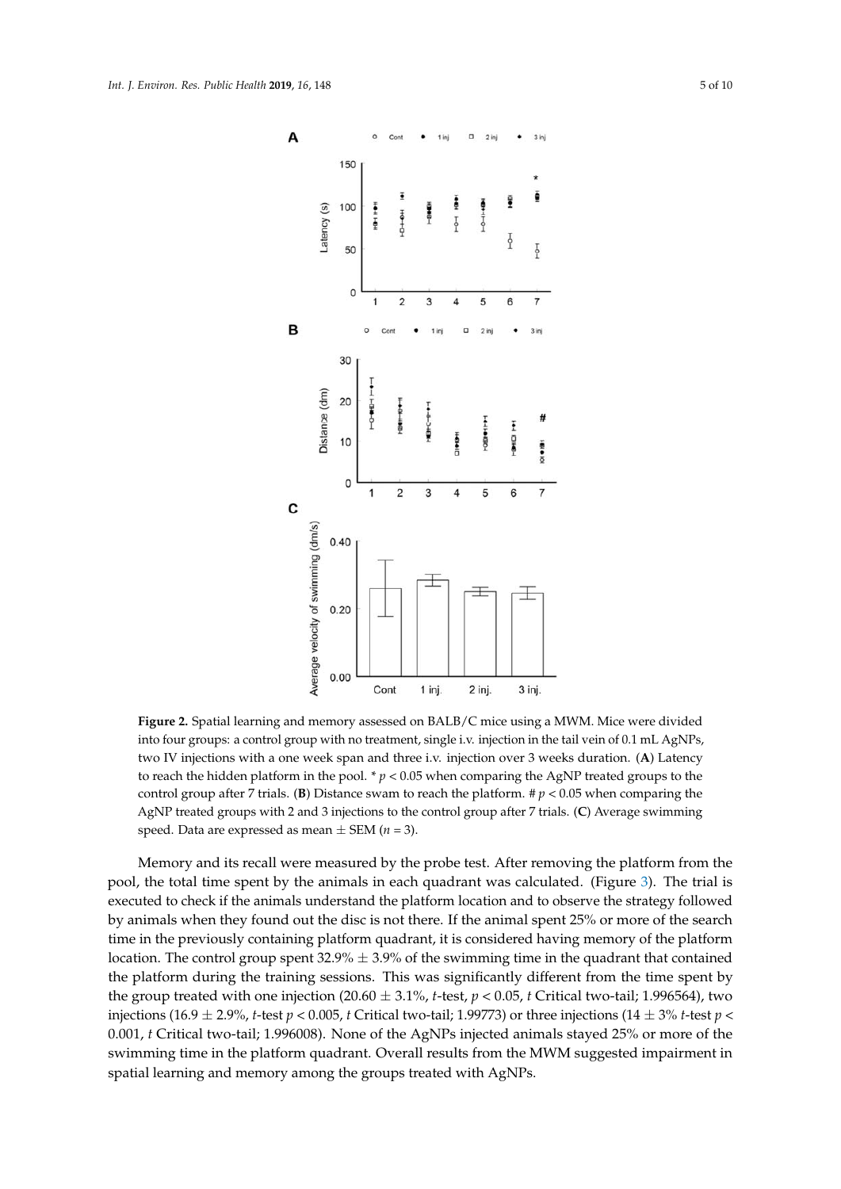**Figure 2.** Spatial learning and memory assessed on BALB/C mice using a MWM. Mice were divided into four groups: a control group with no treatment, single i.v. injection in the tail vein of 0.1 mL AgNPs, two IV injections with a one week span and three i.v. injection over 3 weeks duration. (**A**) Latency to reach the hidden platform in the pool. * $p < 0.05$ when comparing the AgNP treated groups to the control group after 7 trials. (**B**) Distance swam to reach the platform. # $p < 0.05$ when comparing the AgNP treated groups with 2 and 3 injections to the control group after 7 trials. (**C**) Average swimming speed. Data are expressed as mean ± SEM ($n = 3$).

Memory and its recall were measured by the probe test. After removing the platform from the pool, the total time spent by the animals in each quadrant was calculated. (Figure 3). The trial is executed to check if the animals understand the platform location and to observe the strategy followed by animals when they found out the disc is not there. If the animal spent 25% or more of the search time in the previously containing platform quadrant, it is considered having memory of the platform location. The control group spent 32.9% ± 3.9% of the swimming time in the quadrant that contained the platform during the training sessions. This was significantly different from the time spent by the group treated with one injection (20.60 ± 3.1%, *t*-test, $p < 0.05$, *t* Critical two-tail; 1.996564), two injections (16.9 ± 2.9%, *t*-test $p < 0.005$, *t* Critical two-tail; 1.99773) or three injections (14 ± 3% *t*-test $p < 0.001$, *t* Critical two-tail; 1.996008). None of the AgNPs injected animals stayed 25% or more of the swimming time in the platform quadrant. Overall results from the MWM suggested impairment in spatial learning and memory among the groups treated with AgNPs.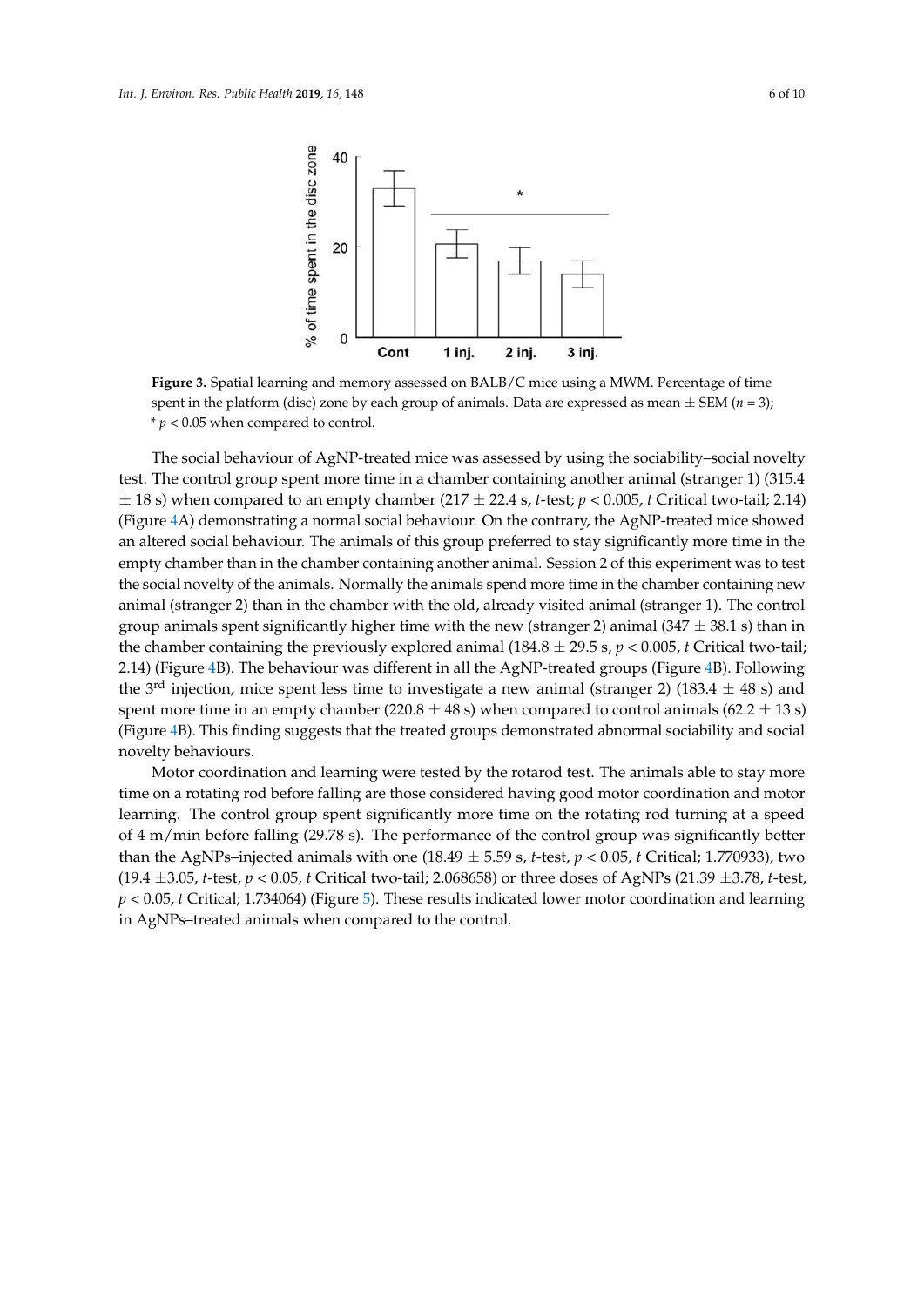**Figure 3.** Spatial learning and memory assessed on BALB/C mice using a MWM. Percentage of time spent in the platform (disc) zone by each group of animals. Data are expressed as mean ± SEM ($n$ = 3); * $p < 0.05$ when compared to control.

The social behaviour of AgNP-treated mice was assessed by using the sociability–social novelty test. The control group spent more time in a chamber containing another animal (stranger 1) (315.4 ± 18 s) when compared to an empty chamber (217 ± 22.4 s, $t$-test; $p < 0.005$, $t$ Critical two-tail; 2.14) (Figure 4A) demonstrating a normal social behaviour. On the contrary, the AgNP-treated mice showed an altered social behaviour. The animals of this group preferred to stay significantly more time in the empty chamber than in the chamber containing another animal. Session 2 of this experiment was to test the social novelty of the animals. Normally the animals spend more time in the chamber containing new animal (stranger 2) than in the chamber with the old, already visited animal (stranger 1). The control group animals spent significantly higher time with the new (stranger 2) animal (347 ± 38.1 s) than in the chamber containing the previously explored animal (184.8 ± 29.5 s, $p < 0.005$, $t$ Critical two-tail; 2.14) (Figure 4B). The behaviour was different in all the AgNP-treated groups (Figure 4B). Following the 3$^{rd}$ injection, mice spent less time to investigate a new animal (stranger 2) (183.4 ± 48 s) and spent more time in an empty chamber (220.8 ± 48 s) when compared to control animals (62.2 ± 13 s) (Figure 4B). This finding suggests that the treated groups demonstrated abnormal sociability and social novelty behaviours.

Motor coordination and learning were tested by the rotarod test. The animals able to stay more time on a rotating rod before falling are those considered having good motor coordination and motor learning. The control group spent significantly more time on the rotating rod turning at a speed of 4 m/min before falling (29.78 s). The performance of the control group was significantly better than the AgNPs–injected animals with one (18.49 ± 5.59 s, $t$-test, $p < 0.05$, $t$ Critical; 1.770933), two (19.4 ±3.05, $t$-test, $p < 0.05$, $t$ Critical two-tail; 2.068658) or three doses of AgNPs (21.39 ±3.78, $t$-test, $p < 0.05$, $t$ Critical; 1.734064) (Figure 5). These results indicated lower motor coordination and learning in AgNPs–treated animals when compared to the control.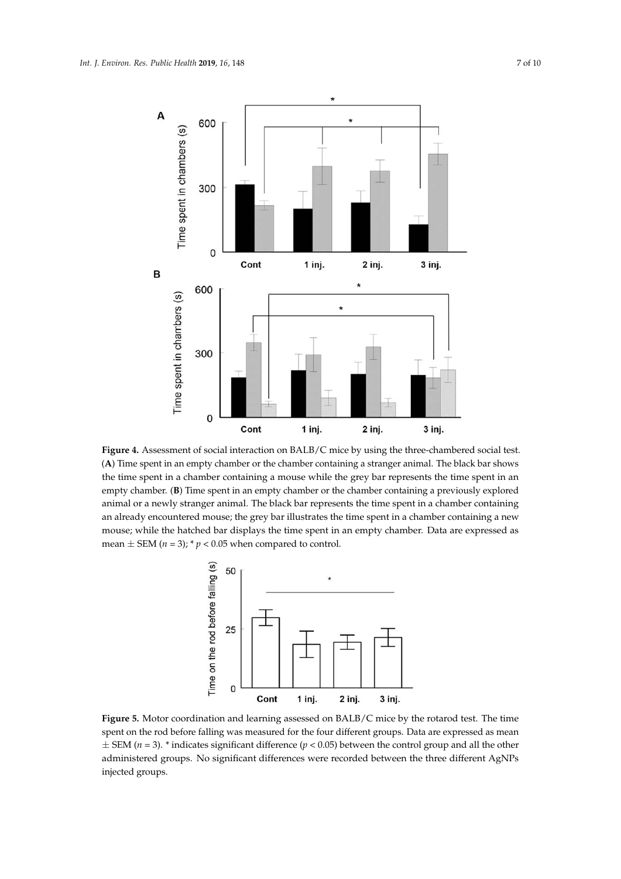**Figure 4.** Assessment of social interaction on BALB/C mice by using the three-chambered social test. (**A**) Time spent in an empty chamber or the chamber containing a stranger animal. The black bar shows the time spent in a chamber containing a mouse while the grey bar represents the time spent in an empty chamber. (**B**) Time spent in an empty chamber or the chamber containing a previously explored animal or a newly stranger animal. The black bar represents the time spent in a chamber containing an already encountered mouse; the grey bar illustrates the time spent in a chamber containing a new mouse; while the hatched bar displays the time spent in an empty chamber. Data are expressed as mean ± SEM ($n = 3$); * $p < 0.05$ when compared to control.

**Figure 5.** Motor coordination and learning assessed on BALB/C mice by the rotarod test. The time spent on the rod before falling was measured for the four different groups. Data are expressed as mean ± SEM ($n = 3$). * indicates significant difference ($p < 0.05$) between the control group and all the other administered groups. No significant differences were recorded between the three different AgNPs injected groups.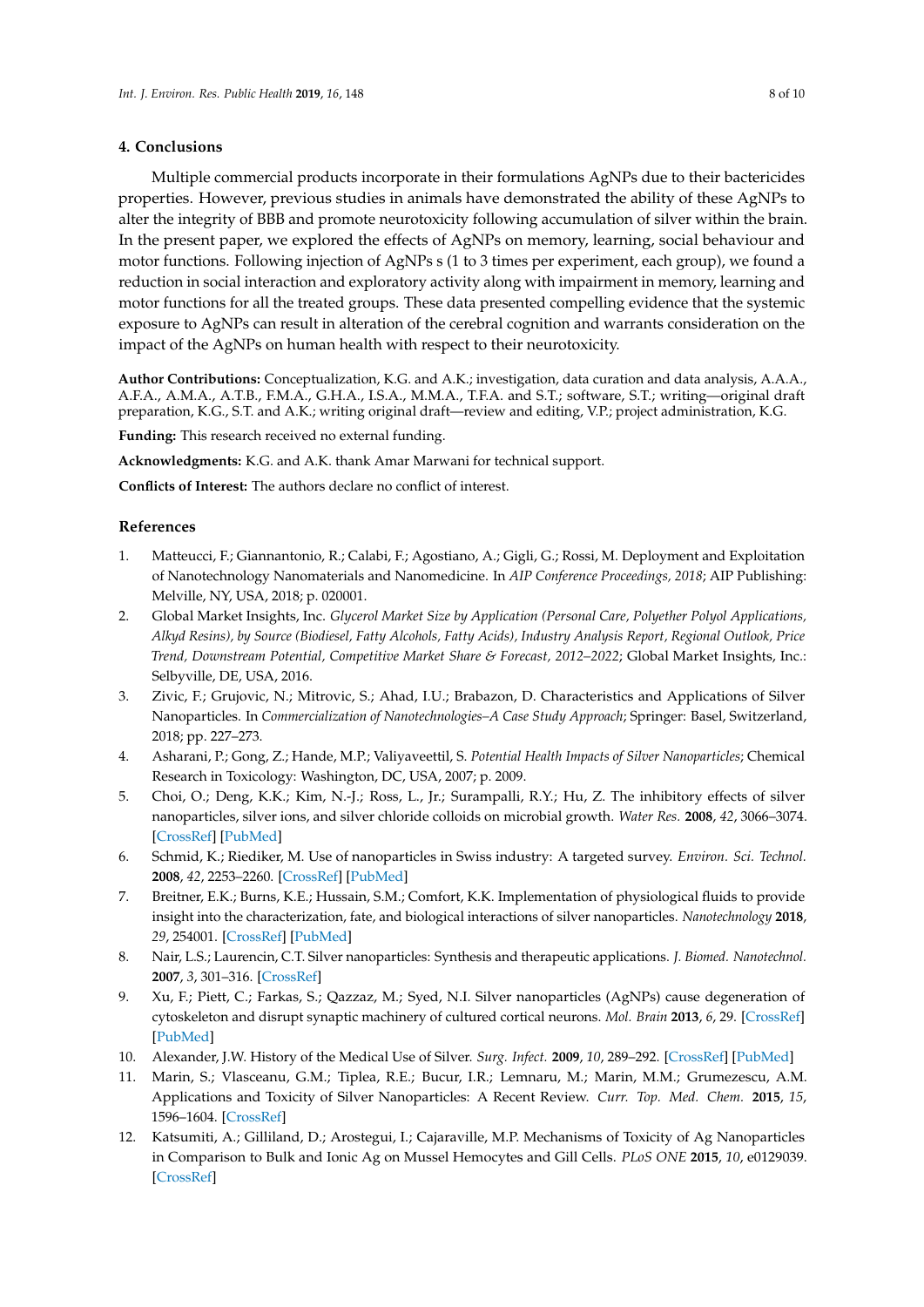## 4. Conclusions

Multiple commercial products incorporate in their formulations AgNPs due to their bactericides properties. However, previous studies in animals have demonstrated the ability of these AgNPs to alter the integrity of BBB and promote neurotoxicity following accumulation of silver within the brain. In the present paper, we explored the effects of AgNPs on memory, learning, social behaviour and motor functions. Following injection of AgNPs s (1 to 3 times per experiment, each group), we found a reduction in social interaction and exploratory activity along with impairment in memory, learning and motor functions for all the treated groups. These data presented compelling evidence that the systemic exposure to AgNPs can result in alteration of the cerebral cognition and warrants consideration on the impact of the AgNPs on human health with respect to their neurotoxicity.

**Author Contributions:** Conceptualization, K.G. and A.K.; investigation, data curation and data analysis, A.A.A., A.F.A., A.M.A., A.T.B., F.M.A., G.H.A., I.S.A., M.M.A., T.F.A. and S.T.; software, S.T.; writing—original draft preparation, K.G., S.T. and A.K.; writing original draft—review and editing, V.P.; project administration, K.G.

**Funding:** This research received no external funding.

**Acknowledgments:** K.G. and A.K. thank Amar Marwani for technical support.

**Conflicts of Interest:** The authors declare no conflict of interest.

## References

1. Matteucci, F.; Giannantonio, R.; Calabi, F.; Agostiano, A.; Gigli, G.; Rossi, M. Deployment and Exploitation of Nanotechnology Nanomaterials and Nanomedicine. In *AIP Conference Proceedings, 2018*; AIP Publishing: Melville, NY, USA, 2018; p. 020001.
2. Global Market Insights, Inc. *Glycerol Market Size by Application (Personal Care, Polyether Polyol Applications, Alkyd Resins), by Source (Biodiesel, Fatty Alcohols, Fatty Acids), Industry Analysis Report, Regional Outlook, Price Trend, Downstream Potential, Competitive Market Share & Forecast, 2012–2022*; Global Market Insights, Inc.: Selbyville, DE, USA, 2016.
3. Zivic, F.; Grujovic, N.; Mitrovic, S.; Ahad, I.U.; Brabazon, D. Characteristics and Applications of Silver Nanoparticles. In *Commercialization of Nanotechnologies–A Case Study Approach*; Springer: Basel, Switzerland, 2018; pp. 227–273.
4. Asharani, P.; Gong, Z.; Hande, M.P.; Valiyaveettil, S. *Potential Health Impacts of Silver Nanoparticles*; Chemical Research in Toxicology: Washington, DC, USA, 2007; p. 2009.
5. Choi, O.; Deng, K.K.; Kim, N.-J.; Ross, L., Jr.; Surampalli, R.Y.; Hu, Z. The inhibitory effects of silver nanoparticles, silver ions, and silver chloride colloids on microbial growth. *Water Res.* **2008**, *42*, 3066–3074. [CrossRef] [PubMed]
6. Schmid, K.; Riediker, M. Use of nanoparticles in Swiss industry: A targeted survey. *Environ. Sci. Technol.* **2008**, *42*, 2253–2260. [CrossRef] [PubMed]
7. Breitner, E.K.; Burns, K.E.; Hussain, S.M.; Comfort, K.K. Implementation of physiological fluids to provide insight into the characterization, fate, and biological interactions of silver nanoparticles. *Nanotechnology* **2018**, *29*, 254001. [CrossRef] [PubMed]
8. Nair, L.S.; Laurencin, C.T. Silver nanoparticles: Synthesis and therapeutic applications. *J. Biomed. Nanotechnol.* **2007**, *3*, 301–316. [CrossRef]
9. Xu, F.; Piett, C.; Farkas, S.; Qazzaz, M.; Syed, N.I. Silver nanoparticles (AgNPs) cause degeneration of cytoskeleton and disrupt synaptic machinery of cultured cortical neurons. *Mol. Brain* **2013**, *6*, 29. [CrossRef] [PubMed]
10. Alexander, J.W. History of the Medical Use of Silver. *Surg. Infect.* **2009**, *10*, 289–292. [CrossRef] [PubMed]
11. Marin, S.; Vlasceanu, G.M.; Tiplea, R.E.; Bucur, I.R.; Lemnaru, M.; Marin, M.M.; Grumezescu, A.M. Applications and Toxicity of Silver Nanoparticles: A Recent Review. *Curr. Top. Med. Chem.* **2015**, *15*, 1596–1604. [CrossRef]
12. Katsumiti, A.; Gilliland, D.; Arostegui, I.; Cajaraville, M.P. Mechanisms of Toxicity of Ag Nanoparticles in Comparison to Bulk and Ionic Ag on Mussel Hemocytes and Gill Cells. *PLoS ONE* **2015**, *10*, e0129039. [CrossRef]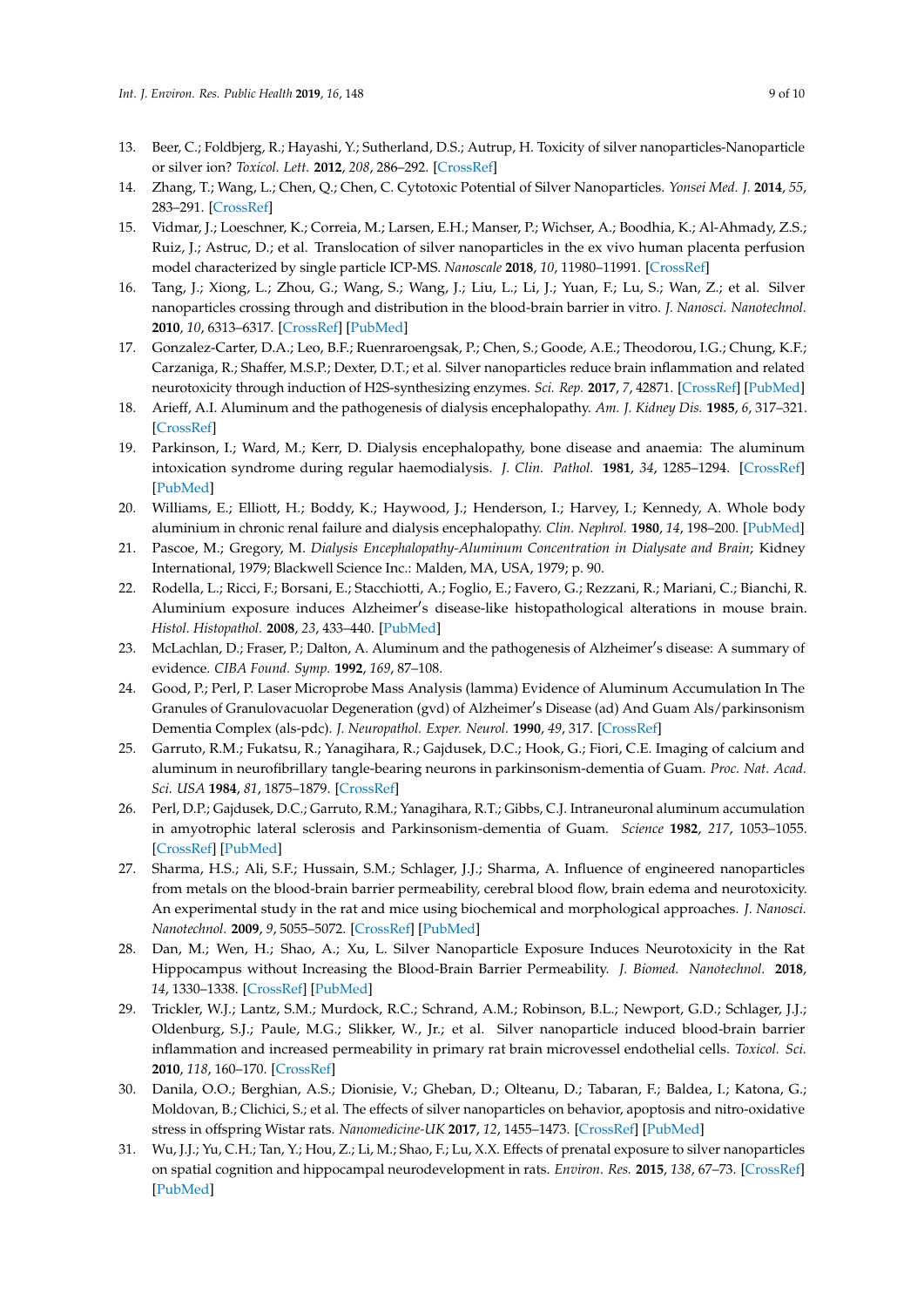13. Beer, C.; Foldbjerg, R.; Hayashi, Y.; Sutherland, D.S.; Autrup, H. Toxicity of silver nanoparticles-Nanoparticle or silver ion? *Toxicol. Lett.* **2012**, *208*, 286–292. [CrossRef]
14. Zhang, T.; Wang, L.; Chen, Q.; Chen, C. Cytotoxic Potential of Silver Nanoparticles. *Yonsei Med. J.* **2014**, *55*, 283–291. [CrossRef]
15. Vidmar, J.; Loeschner, K.; Correia, M.; Larsen, E.H.; Manser, P.; Wichser, A.; Boodhia, K.; Al-Ahmady, Z.S.; Ruiz, J.; Astruc, D.; et al. Translocation of silver nanoparticles in the ex vivo human placenta perfusion model characterized by single particle ICP-MS. *Nanoscale* **2018**, *10*, 11980–11991. [CrossRef]
16. Tang, J.; Xiong, L.; Zhou, G.; Wang, S.; Wang, J.; Liu, L.; Li, J.; Yuan, F.; Lu, S.; Wan, Z.; et al. Silver nanoparticles crossing through and distribution in the blood-brain barrier in vitro. *J. Nanosci. Nanotechnol.* **2010**, *10*, 6313–6317. [CrossRef] [PubMed]
17. Gonzalez-Carter, D.A.; Leo, B.F.; Ruenraroengsak, P.; Chen, S.; Goode, A.E.; Theodorou, I.G.; Chung, K.F.; Carzaniga, R.; Shaffer, M.S.P.; Dexter, D.T.; et al. Silver nanoparticles reduce brain inflammation and related neurotoxicity through induction of H2S-synthesizing enzymes. *Sci. Rep.* **2017**, *7*, 42871. [CrossRef] [PubMed]
18. Arieff, A.I. Aluminum and the pathogenesis of dialysis encephalopathy. *Am. J. Kidney Dis.* **1985**, *6*, 317–321. [CrossRef]
19. Parkinson, I.; Ward, M.; Kerr, D. Dialysis encephalopathy, bone disease and anaemia: The aluminum intoxication syndrome during regular haemodialysis. *J. Clin. Pathol.* **1981**, *34*, 1285–1294. [CrossRef] [PubMed]
20. Williams, E.; Elliott, H.; Boddy, K.; Haywood, J.; Henderson, I.; Harvey, I.; Kennedy, A. Whole body aluminium in chronic renal failure and dialysis encephalopathy. *Clin. Nephrol.* **1980**, *14*, 198–200. [PubMed]
21. Pascoe, M.; Gregory, M. *Dialysis Encephalopathy-Aluminum Concentration in Dialysate and Brain*; Kidney International, 1979; Blackwell Science Inc.: Malden, MA, USA, 1979; p. 90.
22. Rodella, L.; Ricci, F.; Borsani, E.; Stacchiotti, A.; Foglio, E.; Favero, G.; Rezzani, R.; Mariani, C.; Bianchi, R. Aluminium exposure induces Alzheimer′s disease-like histopathological alterations in mouse brain. *Histol. Histopathol.* **2008**, *23*, 433–440. [PubMed]
23. McLachlan, D.; Fraser, P.; Dalton, A. Aluminum and the pathogenesis of Alzheimer′s disease: A summary of evidence. *CIBA Found. Symp.* **1992**, *169*, 87–108.
24. Good, P.; Perl, P. Laser Microprobe Mass Analysis (lamma) Evidence of Aluminum Accumulation In The Granules of Granulovacuolar Degeneration (gvd) of Alzheimer′s Disease (ad) And Guam Als/parkinsonism Dementia Complex (als-pdc). *J. Neuropathol. Exper. Neurol.* **1990**, *49*, 317. [CrossRef]
25. Garruto, R.M.; Fukatsu, R.; Yanagihara, R.; Gajdusek, D.C.; Hook, G.; Fiori, C.E. Imaging of calcium and aluminum in neurofibrillary tangle-bearing neurons in parkinsonism-dementia of Guam. *Proc. Nat. Acad. Sci. USA* **1984**, *81*, 1875–1879. [CrossRef]
26. Perl, D.P.; Gajdusek, D.C.; Garruto, R.M.; Yanagihara, R.T.; Gibbs, C.J. Intraneuronal aluminum accumulation in amyotrophic lateral sclerosis and Parkinsonism-dementia of Guam. *Science* **1982**, *217*, 1053–1055. [CrossRef] [PubMed]
27. Sharma, H.S.; Ali, S.F.; Hussain, S.M.; Schlager, J.J.; Sharma, A. Influence of engineered nanoparticles from metals on the blood-brain barrier permeability, cerebral blood flow, brain edema and neurotoxicity. An experimental study in the rat and mice using biochemical and morphological approaches. *J. Nanosci. Nanotechnol.* **2009**, *9*, 5055–5072. [CrossRef] [PubMed]
28. Dan, M.; Wen, H.; Shao, A.; Xu, L. Silver Nanoparticle Exposure Induces Neurotoxicity in the Rat Hippocampus without Increasing the Blood-Brain Barrier Permeability. *J. Biomed. Nanotechnol.* **2018**, *14*, 1330–1338. [CrossRef] [PubMed]
29. Trickler, W.J.; Lantz, S.M.; Murdock, R.C.; Schrand, A.M.; Robinson, B.L.; Newport, G.D.; Schlager, J.J.; Oldenburg, S.J.; Paule, M.G.; Slikker, W., Jr.; et al. Silver nanoparticle induced blood-brain barrier inflammation and increased permeability in primary rat brain microvessel endothelial cells. *Toxicol. Sci.* **2010**, *118*, 160–170. [CrossRef]
30. Danila, O.O.; Berghian, A.S.; Dionisie, V.; Gheban, D.; Olteanu, D.; Tabaran, F.; Baldea, I.; Katona, G.; Moldovan, B.; Clichici, S.; et al. The effects of silver nanoparticles on behavior, apoptosis and nitro-oxidative stress in offspring Wistar rats. *Nanomedicine-UK* **2017**, *12*, 1455–1473. [CrossRef] [PubMed]
31. Wu, J.J.; Yu, C.H.; Tan, Y.; Hou, Z.; Li, M.; Shao, F.; Lu, X.X. Effects of prenatal exposure to silver nanoparticles on spatial cognition and hippocampal neurodevelopment in rats. *Environ. Res.* **2015**, *138*, 67–73. [CrossRef] [PubMed]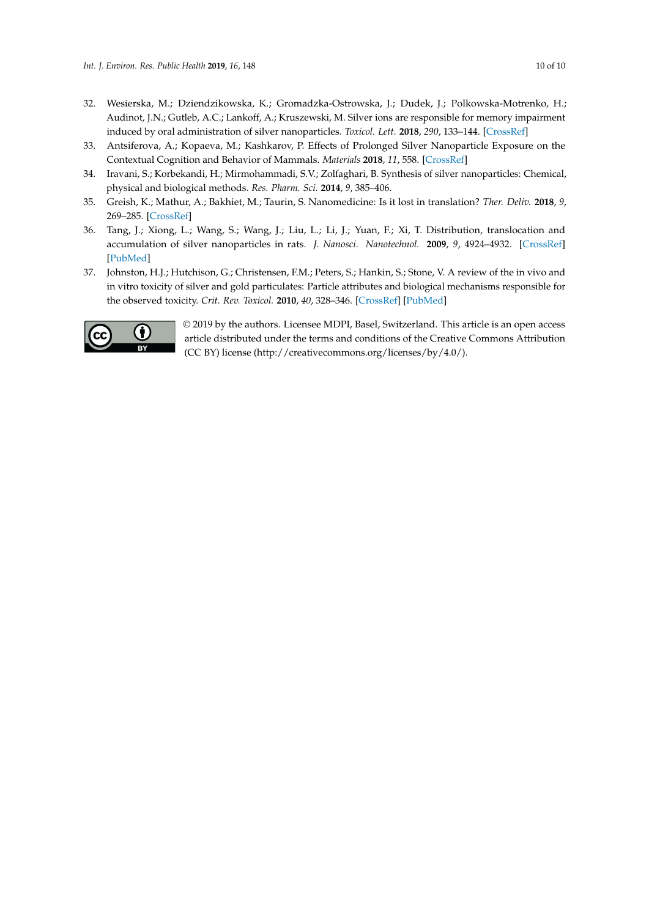32. Wesierska, M.; Dziendzikowska, K.; Gromadzka-Ostrowska, J.; Dudek, J.; Polkowska-Motrenko, H.; Audinot, J.N.; Gutleb, A.C.; Lankoff, A.; Kruszewski, M. Silver ions are responsible for memory impairment induced by oral administration of silver nanoparticles. *Toxicol. Lett.* **2018**, *290*, 133–144. [CrossRef]
33. Antsiferova, A.; Kopaeva, M.; Kashkarov, P. Effects of Prolonged Silver Nanoparticle Exposure on the Contextual Cognition and Behavior of Mammals. *Materials* **2018**, *11*, 558. [CrossRef]
34. Iravani, S.; Korbekandi, H.; Mirmohammadi, S.V.; Zolfaghari, B. Synthesis of silver nanoparticles: Chemical, physical and biological methods. *Res. Pharm. Sci.* **2014**, *9*, 385–406.
35. Greish, K.; Mathur, A.; Bakhiet, M.; Taurin, S. Nanomedicine: Is it lost in translation? *Ther. Deliv.* **2018**, *9*, 269–285. [CrossRef]
36. Tang, J.; Xiong, L.; Wang, S.; Wang, J.; Liu, L.; Li, J.; Yuan, F.; Xi, T. Distribution, translocation and accumulation of silver nanoparticles in rats. *J. Nanosci. Nanotechnol.* **2009**, *9*, 4924–4932. [CrossRef] [PubMed]
37. Johnston, H.J.; Hutchison, G.; Christensen, F.M.; Peters, S.; Hankin, S.; Stone, V. A review of the in vivo and in vitro toxicity of silver and gold particulates: Particle attributes and biological mechanisms responsible for the observed toxicity. *Crit. Rev. Toxicol.* **2010**, *40*, 328–346. [CrossRef] [PubMed]

© 2019 by the authors. Licensee MDPI, Basel, Switzerland. This article is an open access article distributed under the terms and conditions of the Creative Commons Attribution (CC BY) license (http://creativecommons.org/licenses/by/4.0/).